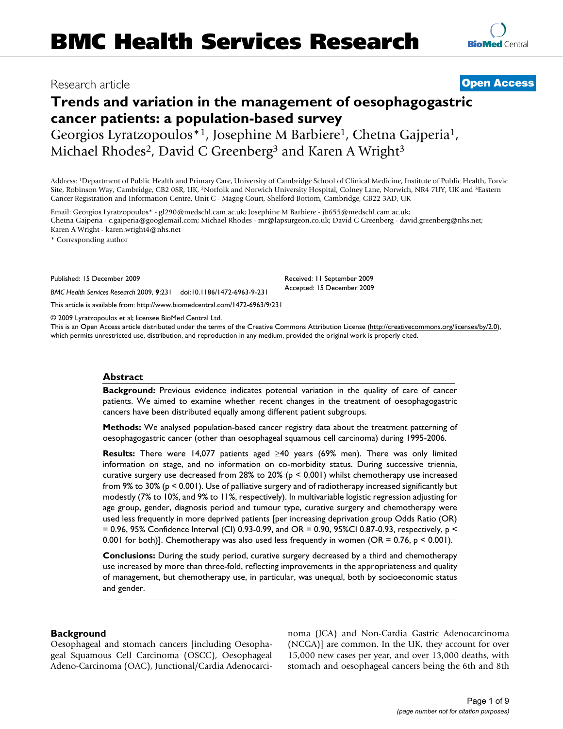# BMC Health Services Research

Research article

**Open Access**

# Trends and variation in the management of oesophagogastric cancer patients: a population-based survey

Georgios Lyratzopoulos*[1], Josephine M Barbiere[1], Chetna Gajperia[1], Michael Rhodes[2], David C Greenberg[3] and Karen A Wright[3]

Address: [1]Department of Public Health and Primary Care, University of Cambridge School of Clinical Medicine, Institute of Public Health, Forvie Site, Robinson Way, Cambridge, CB2 0SR, UK, [2]Norfolk and Norwich University Hospital, Colney Lane, Norwich, NR4 7UY, UK and [3]Eastern Cancer Registration and Information Centre, Unit C - Magog Court, Shelford Bottom, Cambridge, CB22 3AD, UK

Email: Georgios Lyratzopoulos* - gl290@medschl.cam.ac.uk; Josephine M Barbiere - jb655@medschl.cam.ac.uk; Chetna Gajperia - c.gajperia@googlemail.com; Michael Rhodes - mr@lapsurgeon.co.uk; David C Greenberg - david.greenberg@nhs.net; Karen A Wright - karen.wright4@nhs.net

\* Corresponding author

Published: 15 December 2009

*BMC Health Services Research* 2009, **9**:231 doi:10.1186/1472-6963-9-231

Received: 11 September 2009
Accepted: 15 December 2009

This article is available from: http://www.biomedcentral.com/1472-6963/9/231

© 2009 Lyratzopoulos et al; licensee BioMed Central Ltd.
This is an Open Access article distributed under the terms of the Creative Commons Attribution License (http://creativecommons.org/licenses/by/2.0), which permits unrestricted use, distribution, and reproduction in any medium, provided the original work is properly cited.

## Abstract

**Background:** Previous evidence indicates potential variation in the quality of care of cancer patients. We aimed to examine whether recent changes in the treatment of oesophagogastric cancers have been distributed equally among different patient subgroups.

**Methods:** We analysed population-based cancer registry data about the treatment patterning of oesophagogastric cancer (other than oesophageal squamous cell carcinoma) during 1995-2006.

**Results:** There were 14,077 patients aged ≥40 years (69% men). There was only limited information on stage, and no information on co-morbidity status. During successive triennia, curative surgery use decreased from 28% to 20% ($p < 0.001$) whilst chemotherapy use increased from 9% to 30% ($p < 0.001$). Use of palliative surgery and of radiotherapy increased significantly but modestly (7% to 10%, and 9% to 11%, respectively). In multivariable logistic regression adjusting for age group, gender, diagnosis period and tumour type, curative surgery and chemotherapy were used less frequently in more deprived patients [per increasing deprivation group Odds Ratio (OR) = 0.96, 95% Confidence Interval (CI) 0.93-0.99, and OR = 0.90, 95%CI 0.87-0.93, respectively, $p < 0.001$ for both)]. Chemotherapy was also used less frequently in women (OR = 0.76, $p < 0.001$).

**Conclusions:** During the study period, curative surgery decreased by a third and chemotherapy use increased by more than three-fold, reflecting improvements in the appropriateness and quality of management, but chemotherapy use, in particular, was unequal, both by socioeconomic status and gender.

## Background

Oesophageal and stomach cancers [including Oesophageal Squamous Cell Carcinoma (OSCC), Oesophageal Adeno-Carcinoma (OAC), Junctional/Cardia Adenocarcinoma (JCA) and Non-Cardia Gastric Adenocarcinoma (NCGA)] are common. In the UK, they account for over 15,000 new cases per year, and over 13,000 deaths, with stomach and oesophageal cancers being the 6th and 8th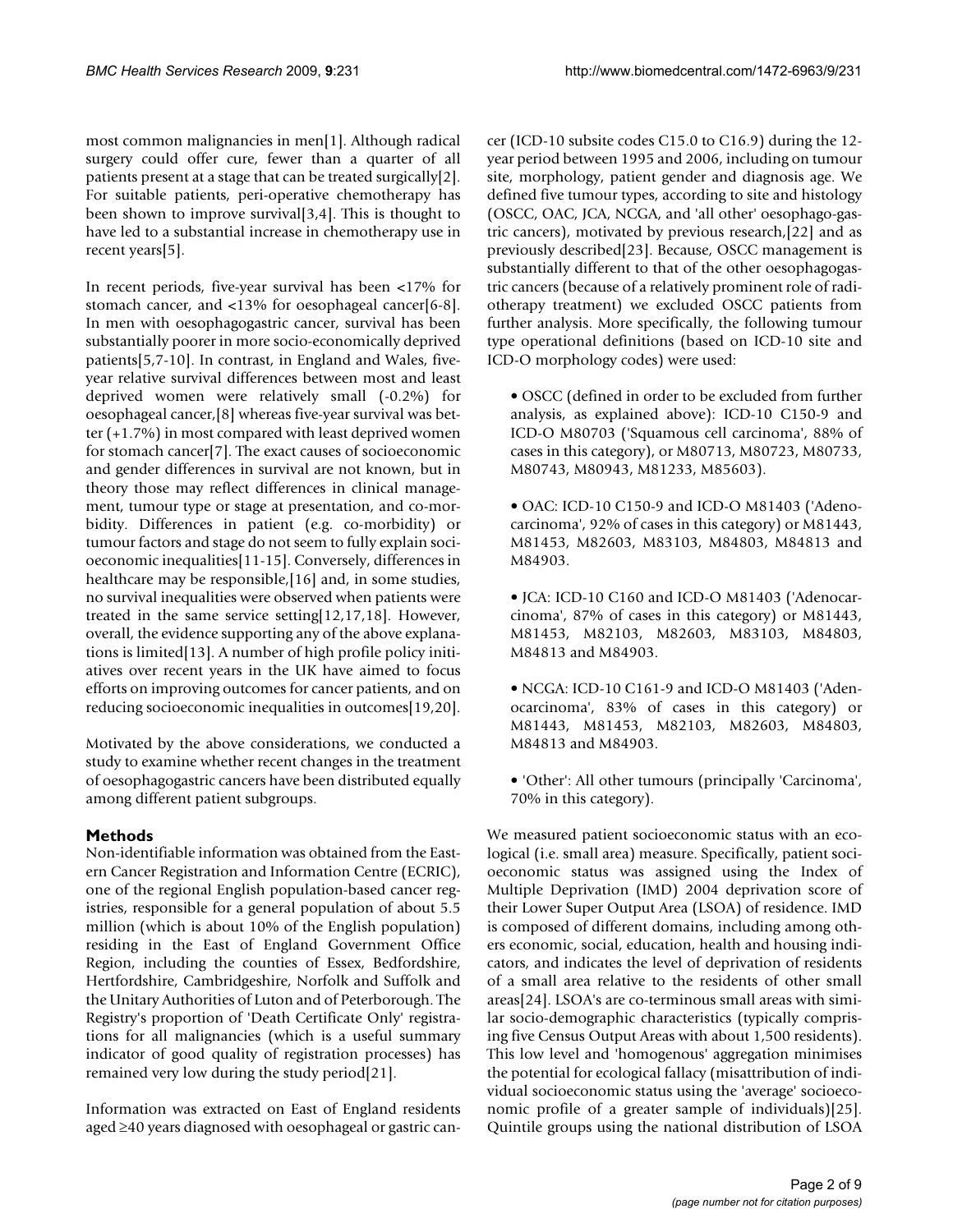most common malignancies in men[1]. Although radical surgery could offer cure, fewer than a quarter of all patients present at a stage that can be treated surgically[2]. For suitable patients, peri-operative chemotherapy has been shown to improve survival[3,4]. This is thought to have led to a substantial increase in chemotherapy use in recent years[5].

In recent periods, five-year survival has been <17% for stomach cancer, and <13% for oesophageal cancer[6-8]. In men with oesophagogastric cancer, survival has been substantially poorer in more socio-economically deprived patients[5,7-10]. In contrast, in England and Wales, five-year relative survival differences between most and least deprived women were relatively small (-0.2%) for oesophageal cancer,[8] whereas five-year survival was better (+1.7%) in most compared with least deprived women for stomach cancer[7]. The exact causes of socioeconomic and gender differences in survival are not known, but in theory those may reflect differences in clinical management, tumour type or stage at presentation, and co-morbidity. Differences in patient (e.g. co-morbidity) or tumour factors and stage do not seem to fully explain socioeconomic inequalities[11-15]. Conversely, differences in healthcare may be responsible,[16] and, in some studies, no survival inequalities were observed when patients were treated in the same service setting[12,17,18]. However, overall, the evidence supporting any of the above explanations is limited[13]. A number of high profile policy initiatives over recent years in the UK have aimed to focus efforts on improving outcomes for cancer patients, and on reducing socioeconomic inequalities in outcomes[19,20].

Motivated by the above considerations, we conducted a study to examine whether recent changes in the treatment of oesophagogastric cancers have been distributed equally among different patient subgroups.

## Methods

Non-identifiable information was obtained from the Eastern Cancer Registration and Information Centre (ECRIC), one of the regional English population-based cancer registries, responsible for a general population of about 5.5 million (which is about 10% of the English population) residing in the East of England Government Office Region, including the counties of Essex, Bedfordshire, Hertfordshire, Cambridgeshire, Norfolk and Suffolk and the Unitary Authorities of Luton and of Peterborough. The Registry's proportion of 'Death Certificate Only' registrations for all malignancies (which is a useful summary indicator of good quality of registration processes) has remained very low during the study period[21].

Information was extracted on East of England residents aged ≥40 years diagnosed with oesophageal or gastric cancer (ICD-10 subsite codes C15.0 to C16.9) during the 12-year period between 1995 and 2006, including on tumour site, morphology, patient gender and diagnosis age. We defined five tumour types, according to site and histology (OSCC, OAC, JCA, NCGA, and 'all other' oesophago-gastric cancers), motivated by previous research,[22] and as previously described[23]. Because, OSCC management is substantially different to that of the other oesophagogastric cancers (because of a relatively prominent role of radiotherapy treatment) we excluded OSCC patients from further analysis. More specifically, the following tumour type operational definitions (based on ICD-10 site and ICD-O morphology codes) were used:

- OSCC (defined in order to be excluded from further analysis, as explained above): ICD-10 C150-9 and ICD-O M80703 ('Squamous cell carcinoma', 88% of cases in this category), or M80713, M80723, M80733, M80743, M80943, M81233, M85603).

- OAC: ICD-10 C150-9 and ICD-O M81403 ('Adenocarcinoma', 92% of cases in this category) or M81443, M81453, M82603, M83103, M84803, M84813 and M84903.

- JCA: ICD-10 C160 and ICD-O M81403 ('Adenocarcinoma', 87% of cases in this category) or M81443, M81453, M82103, M82603, M83103, M84803, M84813 and M84903.

- NCGA: ICD-10 C161-9 and ICD-O M81403 ('Adenocarcinoma', 83% of cases in this category) or M81443, M81453, M82103, M82603, M84803, M84813 and M84903.

- 'Other': All other tumours (principally 'Carcinoma', 70% in this category).

We measured patient socioeconomic status with an ecological (i.e. small area) measure. Specifically, patient socioeconomic status was assigned using the Index of Multiple Deprivation (IMD) 2004 deprivation score of their Lower Super Output Area (LSOA) of residence. IMD is composed of different domains, including among others economic, social, education, health and housing indicators, and indicates the level of deprivation of residents of a small area relative to the residents of other small areas[24]. LSOA's are co-terminous small areas with similar socio-demographic characteristics (typically comprising five Census Output Areas with about 1,500 residents). This low level and 'homogenous' aggregation minimises the potential for ecological fallacy (misattribution of individual socioeconomic status using the 'average' socioeconomic profile of a greater sample of individuals)[25]. Quintile groups using the national distribution of LSOA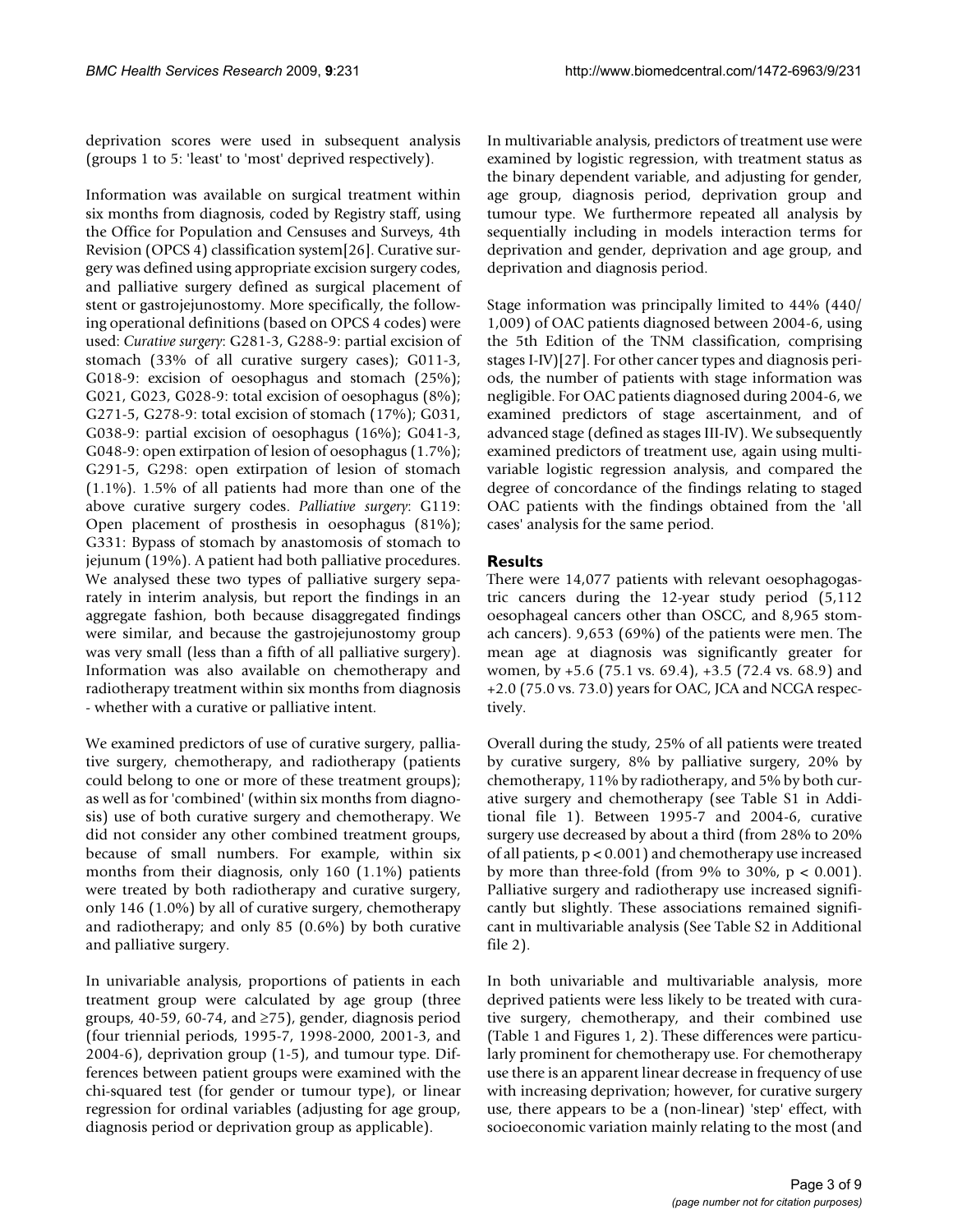deprivation scores were used in subsequent analysis (groups 1 to 5: 'least' to 'most' deprived respectively).

Information was available on surgical treatment within six months from diagnosis, coded by Registry staff, using the Office for Population and Censuses and Surveys, 4th Revision (OPCS 4) classification system[26]. Curative surgery was defined using appropriate excision surgery codes, and palliative surgery defined as surgical placement of stent or gastrojejunostomy. More specifically, the following operational definitions (based on OPCS 4 codes) were used: *Curative surgery*: G281-3, G288-9: partial excision of stomach (33% of all curative surgery cases); G011-3, G018-9: excision of oesophagus and stomach (25%); G021, G023, G028-9: total excision of oesophagus (8%); G271-5, G278-9: total excision of stomach (17%); G031, G038-9: partial excision of oesophagus (16%); G041-3, G048-9: open extirpation of lesion of oesophagus (1.7%); G291-5, G298: open extirpation of lesion of stomach (1.1%). 1.5% of all patients had more than one of the above curative surgery codes. *Palliative surgery*: G119: Open placement of prosthesis in oesophagus (81%); G331: Bypass of stomach by anastomosis of stomach to jejunum (19%). A patient had both palliative procedures. We analysed these two types of palliative surgery separately in interim analysis, but report the findings in an aggregate fashion, both because disaggregated findings were similar, and because the gastrojejunostomy group was very small (less than a fifth of all palliative surgery). Information was also available on chemotherapy and radiotherapy treatment within six months from diagnosis - whether with a curative or palliative intent.

We examined predictors of use of curative surgery, palliative surgery, chemotherapy, and radiotherapy (patients could belong to one or more of these treatment groups); as well as for 'combined' (within six months from diagnosis) use of both curative surgery and chemotherapy. We did not consider any other combined treatment groups, because of small numbers. For example, within six months from their diagnosis, only 160 (1.1%) patients were treated by both radiotherapy and curative surgery, only 146 (1.0%) by all of curative surgery, chemotherapy and radiotherapy; and only 85 (0.6%) by both curative and palliative surgery.

In univariable analysis, proportions of patients in each treatment group were calculated by age group (three groups, 40-59, 60-74, and ≥75), gender, diagnosis period (four triennial periods, 1995-7, 1998-2000, 2001-3, and 2004-6), deprivation group (1-5), and tumour type. Differences between patient groups were examined with the chi-squared test (for gender or tumour type), or linear regression for ordinal variables (adjusting for age group, diagnosis period or deprivation group as applicable).

In multivariable analysis, predictors of treatment use were examined by logistic regression, with treatment status as the binary dependent variable, and adjusting for gender, age group, diagnosis period, deprivation group and tumour type. We furthermore repeated all analysis by sequentially including in models interaction terms for deprivation and gender, deprivation and age group, and deprivation and diagnosis period.

Stage information was principally limited to 44% (440/1,009) of OAC patients diagnosed between 2004-6, using the 5th Edition of the TNM classification, comprising stages I-IV)[27]. For other cancer types and diagnosis periods, the number of patients with stage information was negligible. For OAC patients diagnosed during 2004-6, we examined predictors of stage ascertainment, and of advanced stage (defined as stages III-IV). We subsequently examined predictors of treatment use, again using multivariable logistic regression analysis, and compared the degree of concordance of the findings relating to staged OAC patients with the findings obtained from the 'all cases' analysis for the same period.

## Results

There were 14,077 patients with relevant oesophagogastric cancers during the 12-year study period (5,112 oesophageal cancers other than OSCC, and 8,965 stomach cancers). 9,653 (69%) of the patients were men. The mean age at diagnosis was significantly greater for women, by +5.6 (75.1 vs. 69.4), +3.5 (72.4 vs. 68.9) and +2.0 (75.0 vs. 73.0) years for OAC, JCA and NCGA respectively.

Overall during the study, 25% of all patients were treated by curative surgery, 8% by palliative surgery, 20% by chemotherapy, 11% by radiotherapy, and 5% by both curative surgery and chemotherapy (see Table S1 in Additional file 1). Between 1995-7 and 2004-6, curative surgery use decreased by about a third (from 28% to 20% of all patients, $p < 0.001$) and chemotherapy use increased by more than three-fold (from 9% to 30%, $p < 0.001$). Palliative surgery and radiotherapy use increased significantly but slightly. These associations remained significant in multivariable analysis (See Table S2 in Additional file 2).

In both univariable and multivariable analysis, more deprived patients were less likely to be treated with curative surgery, chemotherapy, and their combined use (Table 1 and Figures 1, 2). These differences were particularly prominent for chemotherapy use. For chemotherapy use there is an apparent linear decrease in frequency of use with increasing deprivation; however, for curative surgery use, there appears to be a (non-linear) 'step' effect, with socioeconomic variation mainly relating to the most (and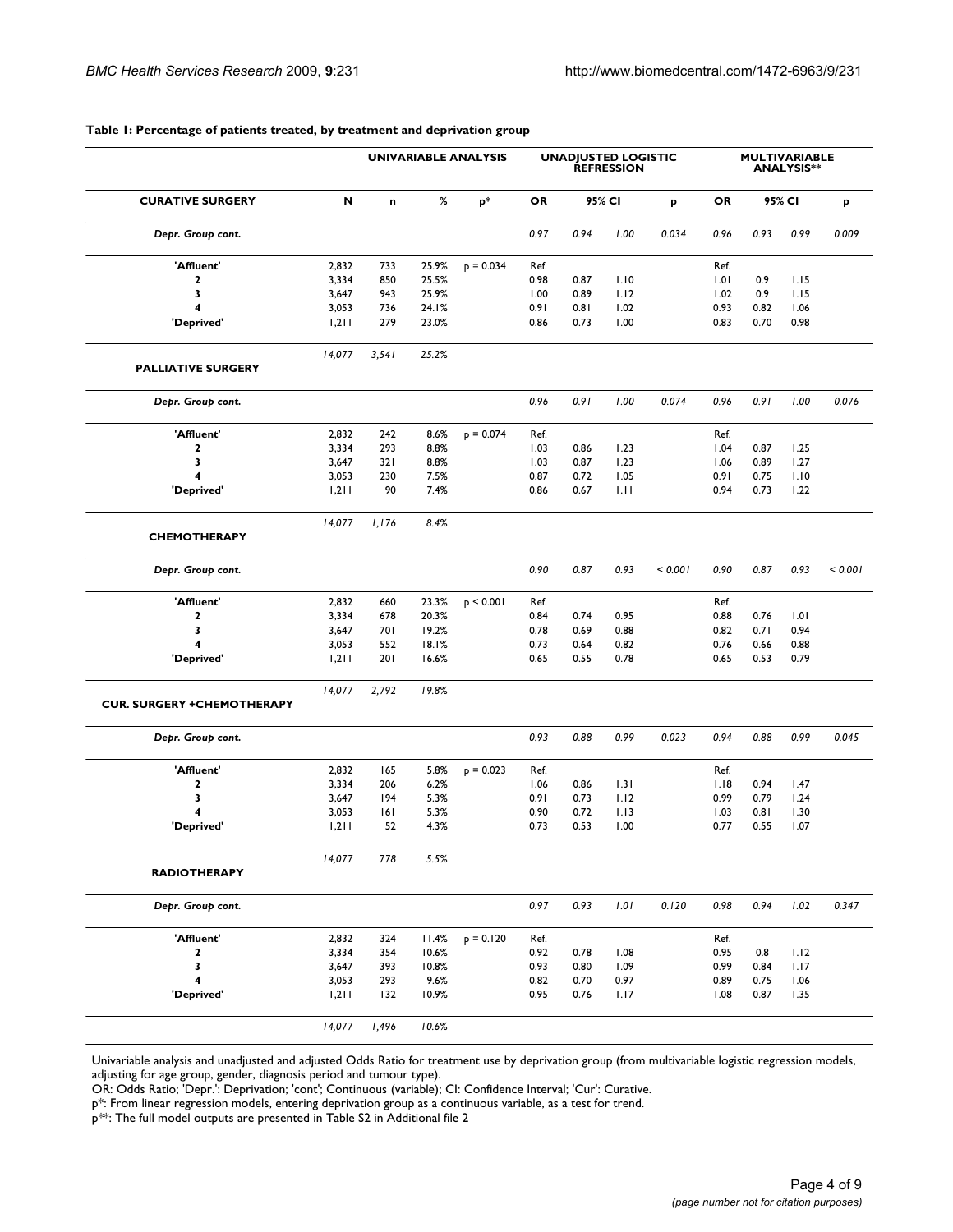**Table 1: Percentage of patients treated, by treatment and deprivation group**

| | | UNIVARIABLE ANALYSIS | | | UNADJUSTED LOGISTIC REFRESSION | | | | MULTIVARIABLE ANALYSIS** | | | |
|---|---|---|---|---|---|---|---|---|---|---|---|---|
| **CURATIVE SURGERY** | **N** | **n** | **%** | **p*** | **OR** | **95% CI** | | **p** | **OR** | **95% CI** | | **p** |
| *Depr. Group cont.* | | | | | *0.97* | *0.94* | *1.00* | *0.034* | *0.96* | *0.93* | *0.99* | *0.009* |
| 'Affluent' | 2,832 | 733 | 25.9% | p = 0.034 | Ref. | | | | Ref. | | | |
| 2 | 3,334 | 850 | 25.5% | | 0.98 | 0.87 | 1.10 | | 1.01 | 0.9 | 1.15 | |
| 3 | 3,647 | 943 | 25.9% | | 1.00 | 0.89 | 1.12 | | 1.02 | 0.9 | 1.15 | |
| 4 | 3,053 | 736 | 24.1% | | 0.91 | 0.81 | 1.02 | | 0.93 | 0.82 | 1.06 | |
| 'Deprived' | 1,211 | 279 | 23.0% | | 0.86 | 0.73 | 1.00 | | 0.83 | 0.70 | 0.98 | |
| | *14,077* | *3,541* | *25.2%* | | | | | | | | | |
| **PALLIATIVE SURGERY** | | | | | | | | | | | | |
| *Depr. Group cont.* | | | | | *0.96* | *0.91* | *1.00* | *0.074* | *0.96* | *0.91* | *1.00* | *0.076* |
| 'Affluent' | 2,832 | 242 | 8.6% | p = 0.074 | Ref. | | | | Ref. | | | |
| 2 | 3,334 | 293 | 8.8% | | 1.03 | 0.86 | 1.23 | | 1.04 | 0.87 | 1.25 | |
| 3 | 3,647 | 321 | 8.8% | | 1.03 | 0.87 | 1.23 | | 1.06 | 0.89 | 1.27 | |
| 4 | 3,053 | 230 | 7.5% | | 0.87 | 0.72 | 1.05 | | 0.91 | 0.75 | 1.10 | |
| 'Deprived' | 1,211 | 90 | 7.4% | | 0.86 | 0.67 | 1.11 | | 0.94 | 0.73 | 1.22 | |
| | *14,077* | *1,176* | *8.4%* | | | | | | | | | |
| **CHEMOTHERAPY** | | | | | | | | | | | | |
| *Depr. Group cont.* | | | | | *0.90* | *0.87* | *0.93* | *< 0.001* | *0.90* | *0.87* | *0.93* | *< 0.001* |
| 'Affluent' | 2,832 | 660 | 23.3% | p < 0.001 | Ref. | | | | Ref. | | | |
| 2 | 3,334 | 678 | 20.3% | | 0.84 | 0.74 | 0.95 | | 0.88 | 0.76 | 1.01 | |
| 3 | 3,647 | 701 | 19.2% | | 0.78 | 0.69 | 0.88 | | 0.82 | 0.71 | 0.94 | |
| 4 | 3,053 | 552 | 18.1% | | 0.73 | 0.64 | 0.82 | | 0.76 | 0.66 | 0.88 | |
| 'Deprived' | 1,211 | 201 | 16.6% | | 0.65 | 0.55 | 0.78 | | 0.65 | 0.53 | 0.79 | |
| | *14,077* | *2,792* | *19.8%* | | | | | | | | | |
| **CUR. SURGERY +CHEMOTHERAPY** | | | | | | | | | | | | |
| *Depr. Group cont.* | | | | | *0.93* | *0.88* | *0.99* | *0.023* | *0.94* | *0.88* | *0.99* | *0.045* |
| 'Affluent' | 2,832 | 165 | 5.8% | p = 0.023 | Ref. | | | | Ref. | | | |
| 2 | 3,334 | 206 | 6.2% | | 1.06 | 0.86 | 1.31 | | 1.18 | 0.94 | 1.47 | |
| 3 | 3,647 | 194 | 5.3% | | 0.91 | 0.73 | 1.12 | | 0.99 | 0.79 | 1.24 | |
| 4 | 3,053 | 161 | 5.3% | | 0.90 | 0.72 | 1.13 | | 1.03 | 0.81 | 1.30 | |
| 'Deprived' | 1,211 | 52 | 4.3% | | 0.73 | 0.53 | 1.00 | | 0.77 | 0.55 | 1.07 | |
| | *14,077* | *778* | *5.5%* | | | | | | | | | |
| **RADIOTHERAPY** | | | | | | | | | | | | |
| *Depr. Group cont.* | | | | | *0.97* | *0.93* | *1.01* | *0.120* | *0.98* | *0.94* | *1.02* | *0.347* |
| 'Affluent' | 2,832 | 324 | 11.4% | p = 0.120 | Ref. | | | | Ref. | | | |
| 2 | 3,334 | 354 | 10.6% | | 0.92 | 0.78 | 1.08 | | 0.95 | 0.8 | 1.12 | |
| 3 | 3,647 | 393 | 10.8% | | 0.93 | 0.80 | 1.09 | | 0.99 | 0.84 | 1.17 | |
| 4 | 3,053 | 293 | 9.6% | | 0.82 | 0.70 | 0.97 | | 0.89 | 0.75 | 1.06 | |
| 'Deprived' | 1,211 | 132 | 10.9% | | 0.95 | 0.76 | 1.17 | | 1.08 | 0.87 | 1.35 | |
| | *14,077* | *1,496* | *10.6%* | | | | | | | | | |

Univariable analysis and unadjusted and adjusted Odds Ratio for treatment use by deprivation group (from multivariable logistic regression models, adjusting for age group, gender, diagnosis period and tumour type).

OR: Odds Ratio; 'Depr.': Deprivation; 'cont'; Continuous (variable); CI: Confidence Interval; 'Cur': Curative.

p*: From linear regression models, entering deprivation group as a continuous variable, as a test for trend.

p**: The full model outputs are presented in Table S2 in Additional file 2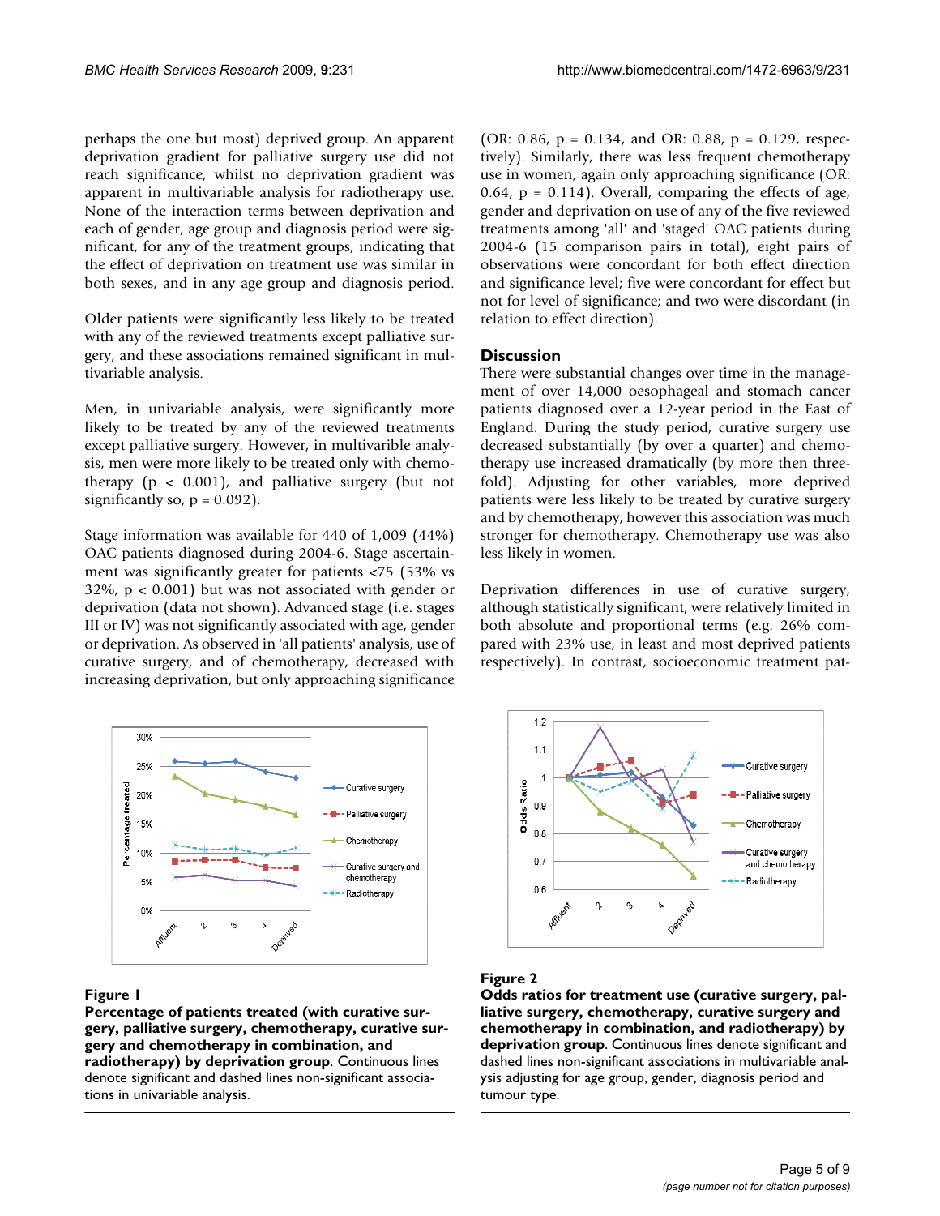perhaps the one but most) deprived group. An apparent deprivation gradient for palliative surgery use did not reach significance, whilst no deprivation gradient was apparent in multivariable analysis for radiotherapy use. None of the interaction terms between deprivation and each of gender, age group and diagnosis period were significant, for any of the treatment groups, indicating that the effect of deprivation on treatment use was similar in both sexes, and in any age group and diagnosis period.

Older patients were significantly less likely to be treated with any of the reviewed treatments except palliative surgery, and these associations remained significant in multivariable analysis.

Men, in univariable analysis, were significantly more likely to be treated by any of the reviewed treatments except palliative surgery. However, in multivarible analysis, men were more likely to be treated only with chemotherapy ($p < 0.001$), and palliative surgery (but not significantly so, $p = 0.092$).

Stage information was available for 440 of 1,009 (44%) OAC patients diagnosed during 2004-6. Stage ascertainment was significantly greater for patients <75 (53% vs 32%, $p < 0.001$) but was not associated with gender or deprivation (data not shown). Advanced stage (i.e. stages III or IV) was not significantly associated with age, gender or deprivation. As observed in 'all patients' analysis, use of curative surgery, and of chemotherapy, decreased with increasing deprivation, but only approaching significance (OR: 0.86, $p = 0.134$, and OR: 0.88, $p = 0.129$, respectively). Similarly, there was less frequent chemotherapy use in women, again only approaching significance (OR: 0.64, $p = 0.114$). Overall, comparing the effects of age, gender and deprivation on use of any of the five reviewed treatments among 'all' and 'staged' OAC patients during 2004-6 (15 comparison pairs in total), eight pairs of observations were concordant for both effect direction and significance level; five were concordant for effect but not for level of significance; and two were discordant (in relation to effect direction).

## Discussion

There were substantial changes over time in the management of over 14,000 oesophageal and stomach cancer patients diagnosed over a 12-year period in the East of England. During the study period, curative surgery use decreased substantially (by over a quarter) and chemotherapy use increased dramatically (by more then three-fold). Adjusting for other variables, more deprived patients were less likely to be treated by curative surgery and by chemotherapy, however this association was much stronger for chemotherapy. Chemotherapy use was also less likely in women.

Deprivation differences in use of curative surgery, although statistically significant, were relatively limited in both absolute and proportional terms (e.g. 26% compared with 23% use, in least and most deprived patients respectively). In contrast, socioeconomic treatment pat-

**Figure 1**

**Percentage of patients treated (with curative surgery, palliative surgery, chemotherapy, curative surgery and chemotherapy in combination, and radiotherapy) by deprivation group**. Continuous lines denote significant and dashed lines non-significant associations in univariable analysis.

**Figure 2**

**Odds ratios for treatment use (curative surgery, palliative surgery, chemotherapy, curative surgery and chemotherapy in combination, and radiotherapy) by deprivation group**. Continuous lines denote significant and dashed lines non-significant associations in multivariable analysis adjusting for age group, gender, diagnosis period and tumour type.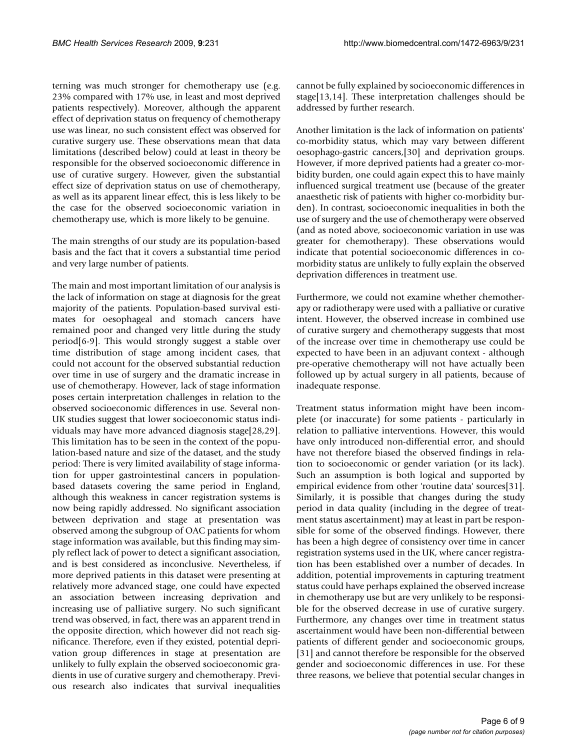terning was much stronger for chemotherapy use (e.g. 23% compared with 17% use, in least and most deprived patients respectively). Moreover, although the apparent effect of deprivation status on frequency of chemotherapy use was linear, no such consistent effect was observed for curative surgery use. These observations mean that data limitations (described below) could at least in theory be responsible for the observed socioeconomic difference in use of curative surgery. However, given the substantial effect size of deprivation status on use of chemotherapy, as well as its apparent linear effect, this is less likely to be the case for the observed socioeconomic variation in chemotherapy use, which is more likely to be genuine.

The main strengths of our study are its population-based basis and the fact that it covers a substantial time period and very large number of patients.

The main and most important limitation of our analysis is the lack of information on stage at diagnosis for the great majority of the patients. Population-based survival estimates for oesophageal and stomach cancers have remained poor and changed very little during the study period[6-9]. This would strongly suggest a stable over time distribution of stage among incident cases, that could not account for the observed substantial reduction over time in use of surgery and the dramatic increase in use of chemotherapy. However, lack of stage information poses certain interpretation challenges in relation to the observed socioeconomic differences in use. Several non-UK studies suggest that lower socioeconomic status individuals may have more advanced diagnosis stage[28,29]. This limitation has to be seen in the context of the population-based nature and size of the dataset, and the study period: There is very limited availability of stage information for upper gastrointestinal cancers in population-based datasets covering the same period in England, although this weakness in cancer registration systems is now being rapidly addressed. No significant association between deprivation and stage at presentation was observed among the subgroup of OAC patients for whom stage information was available, but this finding may simply reflect lack of power to detect a significant association, and is best considered as inconclusive. Nevertheless, if more deprived patients in this dataset were presenting at relatively more advanced stage, one could have expected an association between increasing deprivation and increasing use of palliative surgery. No such significant trend was observed, in fact, there was an apparent trend in the opposite direction, which however did not reach significance. Therefore, even if they existed, potential deprivation group differences in stage at presentation are unlikely to fully explain the observed socioeconomic gradients in use of curative surgery and chemotherapy. Previous research also indicates that survival inequalities cannot be fully explained by socioeconomic differences in stage[13,14]. These interpretation challenges should be addressed by further research.

Another limitation is the lack of information on patients' co-morbidity status, which may vary between different oesophago-gastric cancers,[30] and deprivation groups. However, if more deprived patients had a greater co-morbidity burden, one could again expect this to have mainly influenced surgical treatment use (because of the greater anaesthetic risk of patients with higher co-morbidity burden). In contrast, socioeconomic inequalities in both the use of surgery and the use of chemotherapy were observed (and as noted above, socioeconomic variation in use was greater for chemotherapy). These observations would indicate that potential socioeconomic differences in co-morbidity status are unlikely to fully explain the observed deprivation differences in treatment use.

Furthermore, we could not examine whether chemotherapy or radiotherapy were used with a palliative or curative intent. However, the observed increase in combined use of curative surgery and chemotherapy suggests that most of the increase over time in chemotherapy use could be expected to have been in an adjuvant context - although pre-operative chemotherapy will not have actually been followed up by actual surgery in all patients, because of inadequate response.

Treatment status information might have been incomplete (or inaccurate) for some patients - particularly in relation to palliative interventions. However, this would have only introduced non-differential error, and should have not therefore biased the observed findings in relation to socioeconomic or gender variation (or its lack). Such an assumption is both logical and supported by empirical evidence from other 'routine data' sources[31]. Similarly, it is possible that changes during the study period in data quality (including in the degree of treatment status ascertainment) may at least in part be responsible for some of the observed findings. However, there has been a high degree of consistency over time in cancer registration systems used in the UK, where cancer registration has been established over a number of decades. In addition, potential improvements in capturing treatment status could have perhaps explained the observed increase in chemotherapy use but are very unlikely to be responsible for the observed decrease in use of curative surgery. Furthermore, any changes over time in treatment status ascertainment would have been non-differential between patients of different gender and socioeconomic groups, [31] and cannot therefore be responsible for the observed gender and socioeconomic differences in use. For these three reasons, we believe that potential secular changes in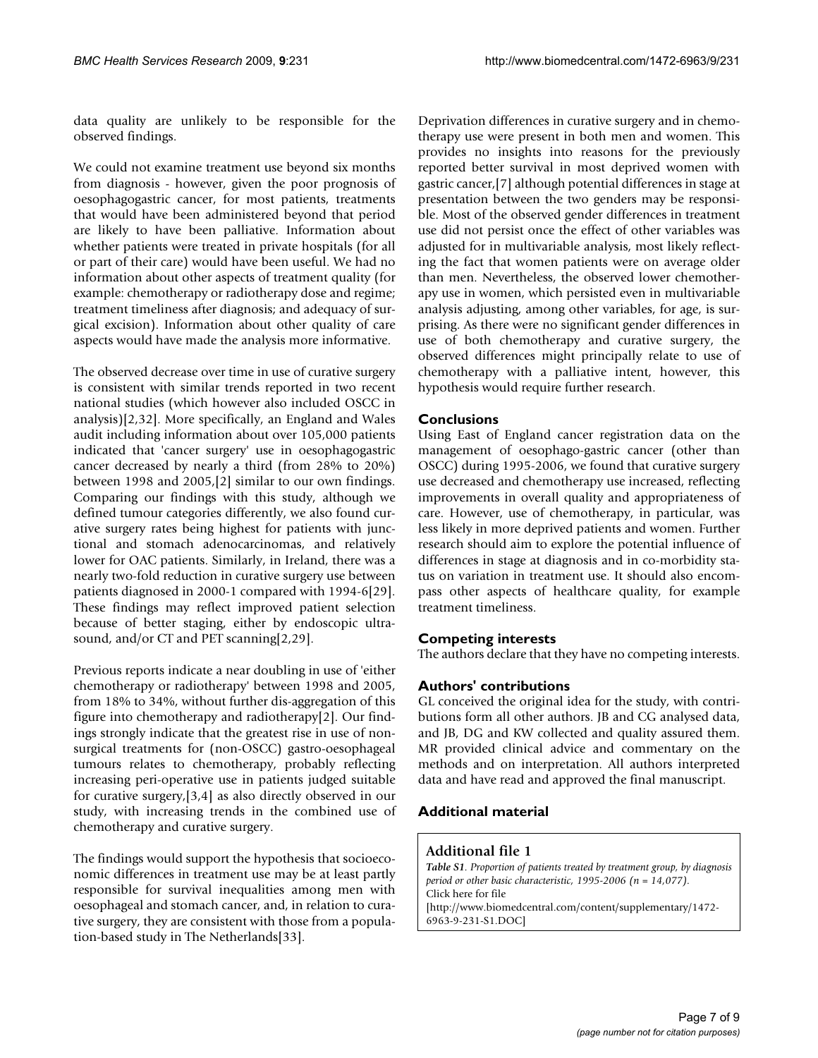data quality are unlikely to be responsible for the observed findings.

We could not examine treatment use beyond six months from diagnosis - however, given the poor prognosis of oesophagogastric cancer, for most patients, treatments that would have been administered beyond that period are likely to have been palliative. Information about whether patients were treated in private hospitals (for all or part of their care) would have been useful. We had no information about other aspects of treatment quality (for example: chemotherapy or radiotherapy dose and regime; treatment timeliness after diagnosis; and adequacy of surgical excision). Information about other quality of care aspects would have made the analysis more informative.

The observed decrease over time in use of curative surgery is consistent with similar trends reported in two recent national studies (which however also included OSCC in analysis)[2,32]. More specifically, an England and Wales audit including information about over 105,000 patients indicated that 'cancer surgery' use in oesophagogastric cancer decreased by nearly a third (from 28% to 20%) between 1998 and 2005,[2] similar to our own findings. Comparing our findings with this study, although we defined tumour categories differently, we also found curative surgery rates being highest for patients with junctional and stomach adenocarcinomas, and relatively lower for OAC patients. Similarly, in Ireland, there was a nearly two-fold reduction in curative surgery use between patients diagnosed in 2000-1 compared with 1994-6[29]. These findings may reflect improved patient selection because of better staging, either by endoscopic ultrasound, and/or CT and PET scanning[2,29].

Previous reports indicate a near doubling in use of 'either chemotherapy or radiotherapy' between 1998 and 2005, from 18% to 34%, without further dis-aggregation of this figure into chemotherapy and radiotherapy[2]. Our findings strongly indicate that the greatest rise in use of non-surgical treatments for (non-OSCC) gastro-oesophageal tumours relates to chemotherapy, probably reflecting increasing peri-operative use in patients judged suitable for curative surgery,[3,4] as also directly observed in our study, with increasing trends in the combined use of chemotherapy and curative surgery.

The findings would support the hypothesis that socioeconomic differences in treatment use may be at least partly responsible for survival inequalities among men with oesophageal and stomach cancer, and, in relation to curative surgery, they are consistent with those from a population-based study in The Netherlands[33].

Deprivation differences in curative surgery and in chemotherapy use were present in both men and women. This provides no insights into reasons for the previously reported better survival in most deprived women with gastric cancer,[7] although potential differences in stage at presentation between the two genders may be responsible. Most of the observed gender differences in treatment use did not persist once the effect of other variables was adjusted for in multivariable analysis, most likely reflecting the fact that women patients were on average older than men. Nevertheless, the observed lower chemotherapy use in women, which persisted even in multivariable analysis adjusting, among other variables, for age, is surprising. As there were no significant gender differences in use of both chemotherapy and curative surgery, the observed differences might principally relate to use of chemotherapy with a palliative intent, however, this hypothesis would require further research.

## Conclusions

Using East of England cancer registration data on the management of oesophago-gastric cancer (other than OSCC) during 1995-2006, we found that curative surgery use decreased and chemotherapy use increased, reflecting improvements in overall quality and appropriateness of care. However, use of chemotherapy, in particular, was less likely in more deprived patients and women. Further research should aim to explore the potential influence of differences in stage at diagnosis and in co-morbidity status on variation in treatment use. It should also encompass other aspects of healthcare quality, for example treatment timeliness.

## Competing interests

The authors declare that they have no competing interests.

## Authors' contributions

GL conceived the original idea for the study, with contributions form all other authors. JB and CG analysed data, and JB, DG and KW collected and quality assured them. MR provided clinical advice and commentary on the methods and on interpretation. All authors interpreted data and have read and approved the final manuscript.

## Additional material

### Additional file 1

***Table S1**. Proportion of patients treated by treatment group, by diagnosis period or other basic characteristic, 1995-2006 (n = 14,077).*
Click here for file
[http://www.biomedcentral.com/content/supplementary/1472-6963-9-231-S1.DOC]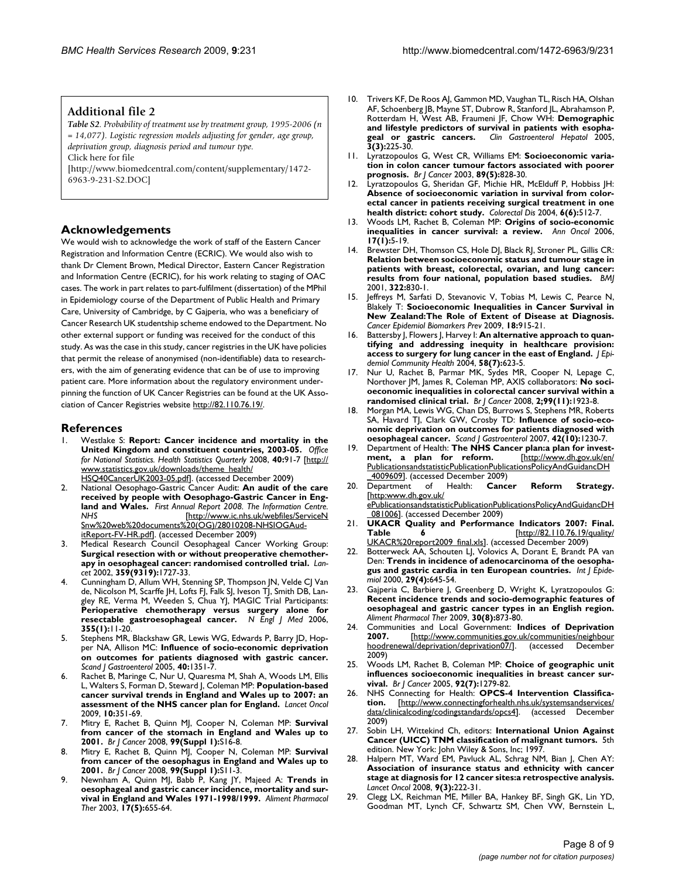## Additional file 2

*Table S2. Probability of treatment use by treatment group, 1995-2006 (n = 14,077). Logistic regression models adjusting for gender, age group, deprivation group, diagnosis period and tumour type.*

Click here for file

[http://www.biomedcentral.com/content/supplementary/1472-6963-9-231-S2.DOC]

## Acknowledgements

We would wish to acknowledge the work of staff of the Eastern Cancer Registration and Information Centre (ECRIC). We would also wish to thank Dr Clement Brown, Medical Director, Eastern Cancer Registration and Information Centre (ECRIC), for his work relating to staging of OAC cases. The work in part relates to part-fulfilment (dissertation) of the MPhil in Epidemiology course of the Department of Public Health and Primary Care, University of Cambridge, by C Gajperia, who was a beneficiary of Cancer Research UK studentship scheme endowed to the Department. No other external support or funding was received for the conduct of this study. As was the case in this study, cancer registries in the UK have policies that permit the release of anonymised (non-identifiable) data to researchers, with the aim of generating evidence that can be of use to improving patient care. More information about the regulatory environment underpinning the function of UK Cancer Registries can be found at the UK Association of Cancer Registries website http://82.110.76.19/.

## References

1. Westlake S: **Report: Cancer incidence and mortality in the United Kingdom and constituent countries, 2003-05.** *Office for National Statistics. Health Statistics Quarterly* 2008, **40:**91-7 [http://www.statistics.gov.uk/downloads/theme_health/HSQ40CancerUK2003-05.pdf]. (accessed December 2009)
2. National Oesophago-Gastric Cancer Audit: **An audit of the care received by people with Oesophago-Gastric Cancer in England and Wales.** *First Annual Report 2008. The Information Centre. NHS* [http://www.ic.nhs.uk/webfiles/ServiceNSnw%20web%20documents%20(OG)/28010208-NHSIOGAuditReport-FV-HR.pdf]. (accessed December 2009)
3. Medical Research Council Oesophageal Cancer Working Group: **Surgical resection with or without preoperative chemotherapy in oesophageal cancer: randomised controlled trial.** *Lancet* 2002, **359(9319):**1727-33.
4. Cunningham D, Allum WH, Stenning SP, Thompson JN, Velde CJ Van de, Nicolson M, Scarffe JH, Lofts FJ, Falk SJ, Iveson TJ, Smith DB, Langley RE, Verma M, Weeden S, Chua YJ, MAGIC Trial Participants: **Perioperative chemotherapy versus surgery alone for resectable gastroesophageal cancer.** *N Engl J Med* 2006, **355(1):**11-20.
5. Stephens MR, Blackshaw GR, Lewis WG, Edwards P, Barry JD, Hopper NA, Allison MC: **Influence of socio-economic deprivation on outcomes for patients diagnosed with gastric cancer.** *Scand J Gastroenterol* 2005, **40:**1351-7.
6. Rachet B, Maringe C, Nur U, Quaresma M, Shah A, Woods LM, Ellis L, Walters S, Forman D, Steward J, Coleman MP: **Population-based cancer survival trends in England and Wales up to 2007: an assessment of the NHS cancer plan for England.** *Lancet Oncol* 2009, **10:**351-69.
7. Mitry E, Rachet B, Quinn MJ, Cooper N, Coleman MP: **Survival from cancer of the stomach in England and Wales up to 2001.** *Br J Cancer* 2008, **99(Suppl 1):**S16-8.
8. Mitry E, Rachet B, Quinn MJ, Cooper N, Coleman MP: **Survival from cancer of the oesophagus in England and Wales up to 2001.** *Br J Cancer* 2008, **99(Suppl 1):**S11-3.
9. Newnham A, Quinn MJ, Babb P, Kang JY, Majeed A: **Trends in oesophageal and gastric cancer incidence, mortality and survival in England and Wales 1971-1998/1999.** *Aliment Pharmacol Ther* 2003, **17(5):**655-64.
10. Trivers KF, De Roos AJ, Gammon MD, Vaughan TL, Risch HA, Olshan AF, Schoenberg JB, Mayne ST, Dubrow R, Stanford JL, Abrahamson P, Rotterdam H, West AB, Fraumeni JF, Chow WH: **Demographic and lifestyle predictors of survival in patients with esophageal or gastric cancers.** *Clin Gastroenterol Hepatol* 2005, **3(3):**225-30.
11. Lyratzopoulos G, West CR, Williams EM: **Socioeconomic variation in colon cancer tumour factors associated with poorer prognosis.** *Br J Cancer* 2003, **89(5):**828-30.
12. Lyratzopoulos G, Sheridan GF, Michie HR, McElduff P, Hobbiss JH: **Absence of socioeconomic variation in survival from colorectal cancer in patients receiving surgical treatment in one health district: cohort study.** *Colorectal Dis* 2004, **6(6):**512-7.
13. Woods LM, Rachet B, Coleman MP: **Origins of socio-economic inequalities in cancer survival: a review.** *Ann Oncol* 2006, **17(1):**5-19.
14. Brewster DH, Thomson CS, Hole DJ, Black RJ, Stroner PL, Gillis CR: **Relation between socioeconomic status and tumour stage in patients with breast, colorectal, ovarian, and lung cancer: results from four national, population based studies.** *BMJ* 2001, **322:**830-1.
15. Jeffreys M, Sarfati D, Stevanovic V, Tobias M, Lewis C, Pearce N, Blakely T: **Socioeconomic Inequalities in Cancer Survival in New Zealand:The Role of Extent of Disease at Diagnosis.** *Cancer Epidemiol Biomarkers Prev* 2009, **18:**915-21.
16. Battersby J, Flowers J, Harvey I: **An alternative approach to quantifying and addressing inequity in healthcare provision: access to surgery for lung cancer in the east of England.** *J Epidemiol Community Health* 2004, **58(7):**623-5.
17. Nur U, Rachet B, Parmar MK, Sydes MR, Cooper N, Lepage C, Northover JM, James R, Coleman MP, AXIS collaborators: **No socioeconomic inequalities in colorectal cancer survival within a randomised clinical trial.** *Br J Cancer* 2008, **2;99(11):**1923-8.
18. Morgan MA, Lewis WG, Chan DS, Burrows S, Stephens MR, Roberts SA, Havard TJ, Clark GW, Crosby TD: **Influence of socio-economic deprivation on outcomes for patients diagnosed with oesophageal cancer.** *Scand J Gastroenterol* 2007, **42(10):**1230-7.
19. Department of Health: **The NHS Cancer plan:a plan for investment, a plan for reform.** [http:www.dh.gov.uk/en/PublicationsandstatisticPublicationPublicationsPolicyAndGuidancDH_4009609]. (accessed December 2009)
20. Department of Health: **Cancer Reform Strategy.** [http:www.dh.gov.uk/ePublicationsandstatisticPublicationPublicationsPolicyAndGuidancDH_081006]. (accessed December 2009)
21. **UKACR Quality and Performance Indicators 2007: Final. Table 6** [http://82.110.76.19/quality/UKACR%20report2009_final.xls]. (accessed December 2009)
22. Botterweck AA, Schouten LJ, Volovics A, Dorant E, Brandt PA van Den: **Trends in incidence of adenocarcinoma of the oesophagus and gastric cardia in ten European countries.** *Int J Epidemiol* 2000, **29(4):**645-54.
23. Gajperia C, Barbiere J, Greenberg D, Wright K, Lyratzopoulos G: **Recent incidence trends and socio-demographic features of oesophageal and gastric cancer types in an English region.** *Aliment Pharmacol Ther* 2009, **30(8):**873-80.
24. Communities and Local Government: **Indices of Deprivation 2007.** [http://www.communities.gov.uk/communities/neighbourhoodrenewal/deprivation/deprivation07/]. (accessed December 2009)
25. Woods LM, Rachet B, Coleman MP: **Choice of geographic unit influences socioeconomic inequalities in breast cancer survival.** *Br J Cancer* 2005, **92(7):**1279-82.
26. NHS Connecting for Health: **OPCS-4 Intervention Classification.** [http://www.connectingforhealth.nhs.uk/systemsandservices/data/clinicalcoding/codingstandards/opcs4]. (accessed December 2009)
27. Sobin LH, Wittekind Ch, editors: **International Union Against Cancer (UICC) TNM classification of malignant tumors.** 5th edition. New York: John Wiley & Sons, Inc; 1997.
28. Halpern MT, Ward EM, Pavluck AL, Schrag NM, Bian J, Chen AY: **Association of insurance status and ethnicity with cancer stage at diagnosis for 12 cancer sites:a retrospective analysis.** *Lancet Oncol* 2008, **9(3):**222-31.
29. Clegg LX, Reichman ME, Miller BA, Hankey BF, Singh GK, Lin YD, Goodman MT, Lynch CF, Schwartz SM, Chen VW, Bernstein L,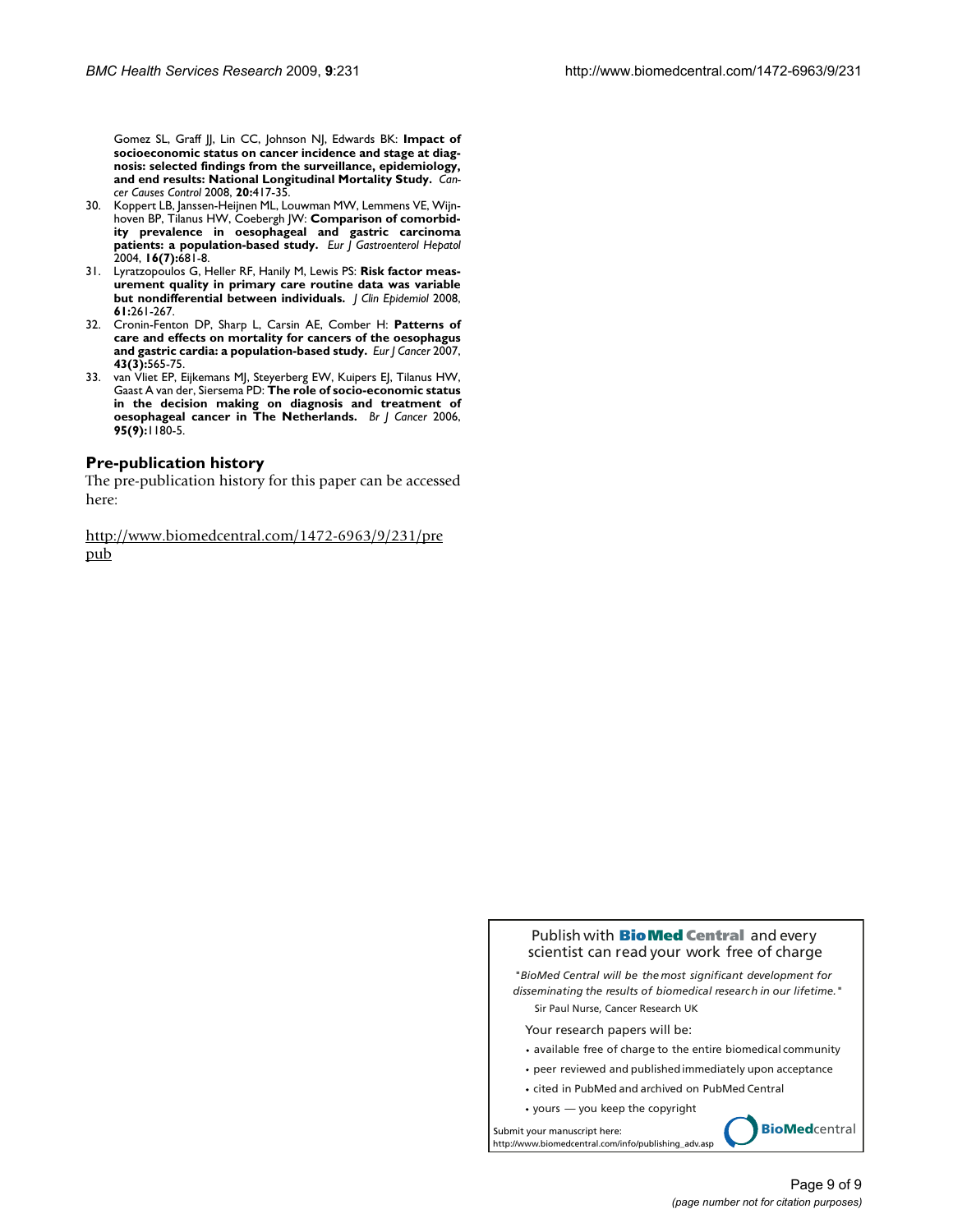Gomez SL, Graff JJ, Lin CC, Johnson NJ, Edwards BK: **Impact of socioeconomic status on cancer incidence and stage at diagnosis: selected findings from the surveillance, epidemiology, and end results: National Longitudinal Mortality Study.** *Cancer Causes Control* 2008, **20:**417-35.

30. Koppert LB, Janssen-Heijnen ML, Louwman MW, Lemmens VE, Wijnhoven BP, Tilanus HW, Coebergh JW: **Comparison of comorbidity prevalence in oesophageal and gastric carcinoma patients: a population-based study.** *Eur J Gastroenterol Hepatol* 2004, **16(7):**681-8.
31. Lyratzopoulos G, Heller RF, Hanily M, Lewis PS: **Risk factor measurement quality in primary care routine data was variable but nondifferential between individuals.** *J Clin Epidemiol* 2008, **61:**261-267.
32. Cronin-Fenton DP, Sharp L, Carsin AE, Comber H: **Patterns of care and effects on mortality for cancers of the oesophagus and gastric cardia: a population-based study.** *Eur J Cancer* 2007, **43(3):**565-75.
33. van Vliet EP, Eijkemans MJ, Steyerberg EW, Kuipers EJ, Tilanus HW, Gaast A van der, Siersema PD: **The role of socio-economic status in the decision making on diagnosis and treatment of oesophageal cancer in The Netherlands.** *Br J Cancer* 2006, **95(9):**1180-5.

## Pre-publication history

The pre-publication history for this paper can be accessed here:

http://www.biomedcentral.com/1472-6963/9/231/prepub

Publish with **BioMed Central** and every scientist can read your work free of charge

*"BioMed Central will be the most significant development for disseminating the results of biomedical research in our lifetime."*

Sir Paul Nurse, Cancer Research UK

Your research papers will be:

- available free of charge to the entire biomedical community
- peer reviewed and published immediately upon acceptance
- cited in PubMed and archived on PubMed Central
- yours — you keep the copyright

Submit your manuscript here:
http://www.biomedcentral.com/info/publishing_adv.asp

**BioMed**central